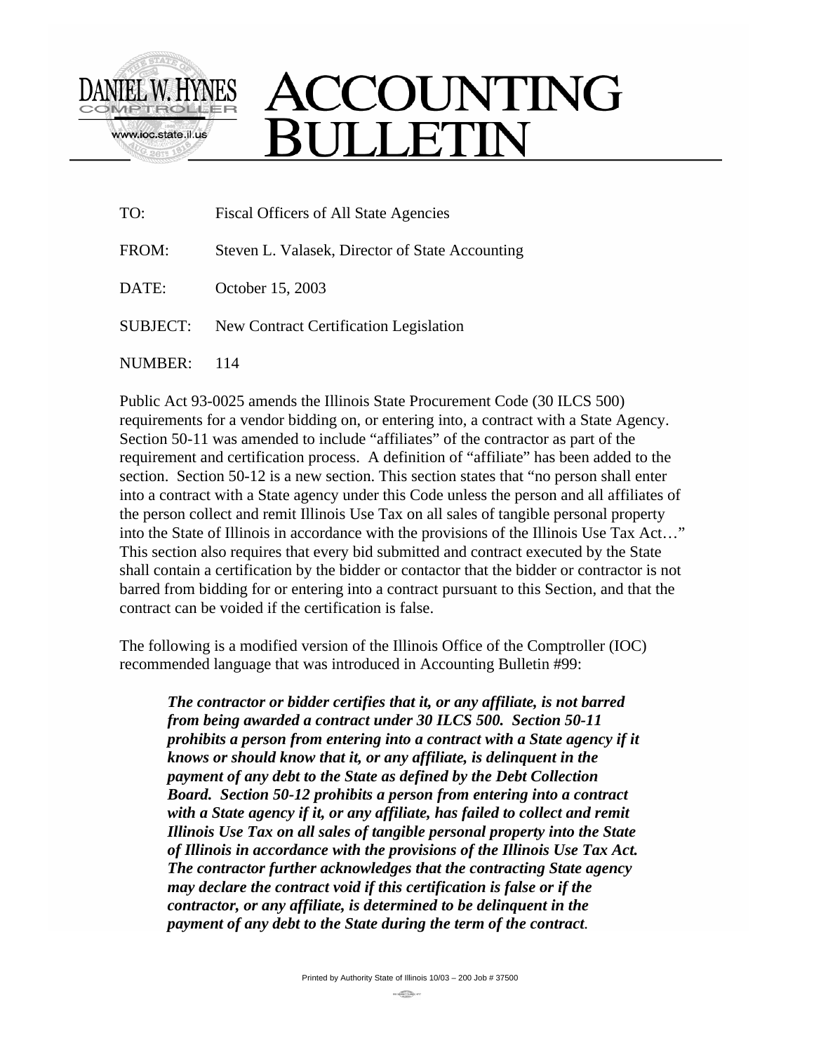DANIEL W. HYNES
COMPTROLLER
www.ioc.state.il.us

# ACCOUNTING BULLETIN

TO: Fiscal Officers of All State Agencies

FROM: Steven L. Valasek, Director of State Accounting

DATE: October 15, 2003

SUBJECT: New Contract Certification Legislation

NUMBER: 114

Public Act 93-0025 amends the Illinois State Procurement Code (30 ILCS 500) requirements for a vendor bidding on, or entering into, a contract with a State Agency. Section 50-11 was amended to include "affiliates" of the contractor as part of the requirement and certification process. A definition of "affiliate" has been added to the section. Section 50-12 is a new section. This section states that "no person shall enter into a contract with a State agency under this Code unless the person and all affiliates of the person collect and remit Illinois Use Tax on all sales of tangible personal property into the State of Illinois in accordance with the provisions of the Illinois Use Tax Act…" This section also requires that every bid submitted and contract executed by the State shall contain a certification by the bidder or contactor that the bidder or contractor is not barred from bidding for or entering into a contract pursuant to this Section, and that the contract can be voided if the certification is false.

The following is a modified version of the Illinois Office of the Comptroller (IOC) recommended language that was introduced in Accounting Bulletin #99:

> ***The contractor or bidder certifies that it, or any affiliate, is not barred from being awarded a contract under 30 ILCS 500. Section 50-11 prohibits a person from entering into a contract with a State agency if it knows or should know that it, or any affiliate, is delinquent in the payment of any debt to the State as defined by the Debt Collection Board. Section 50-12 prohibits a person from entering into a contract with a State agency if it, or any affiliate, has failed to collect and remit Illinois Use Tax on all sales of tangible personal property into the State of Illinois in accordance with the provisions of the Illinois Use Tax Act. The contractor further acknowledges that the contracting State agency may declare the contract void if this certification is false or if the contractor, or any affiliate, is determined to be delinquent in the payment of any debt to the State during the term of the contract.***

Printed by Authority State of Illinois 10/03 – 200 Job # 37500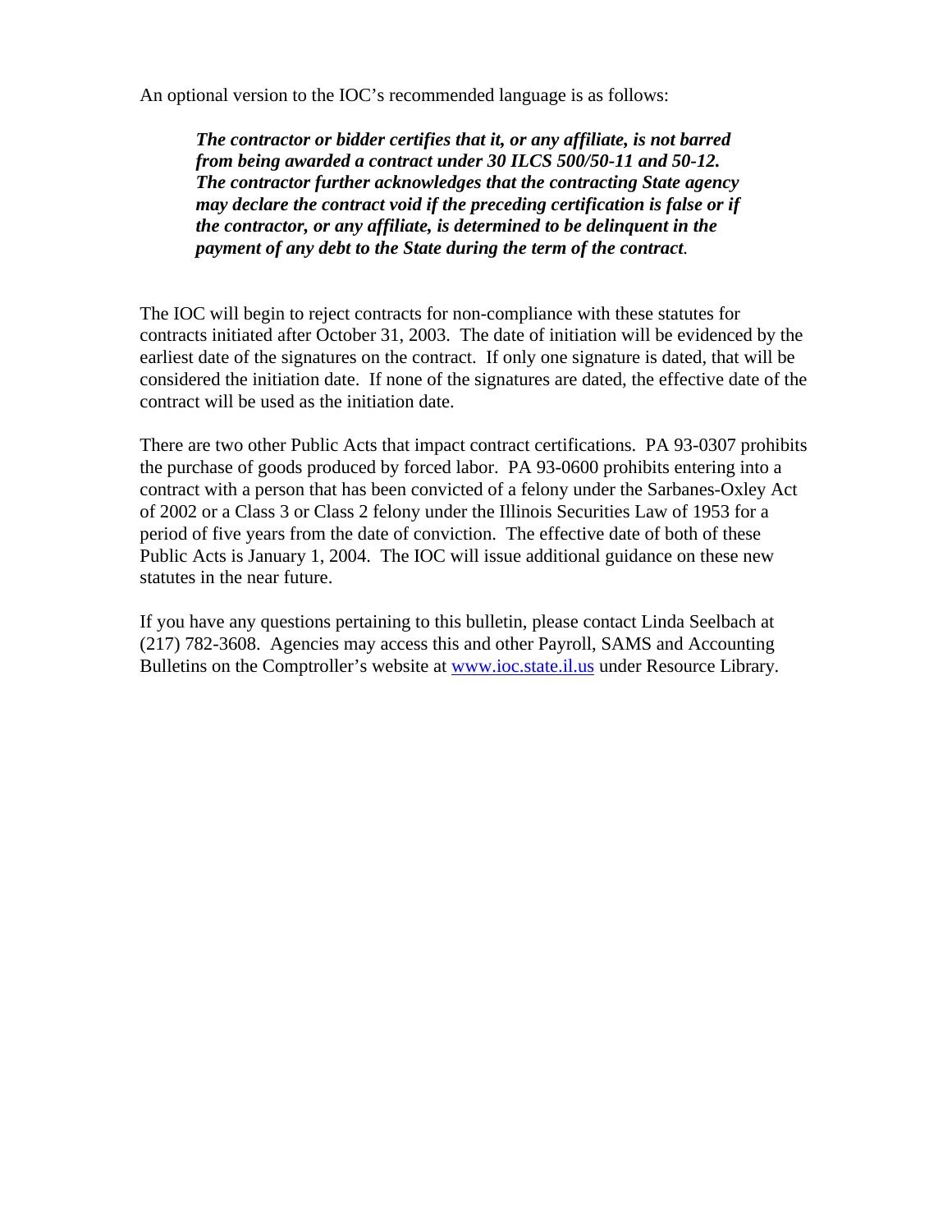An optional version to the IOC's recommended language is as follows:

> ***The contractor or bidder certifies that it, or any affiliate, is not barred from being awarded a contract under 30 ILCS 500/50-11 and 50-12. The contractor further acknowledges that the contracting State agency may declare the contract void if the preceding certification is false or if the contractor, or any affiliate, is determined to be delinquent in the payment of any debt to the State during the term of the contract.***

The IOC will begin to reject contracts for non-compliance with these statutes for contracts initiated after October 31, 2003. The date of initiation will be evidenced by the earliest date of the signatures on the contract. If only one signature is dated, that will be considered the initiation date. If none of the signatures are dated, the effective date of the contract will be used as the initiation date.

There are two other Public Acts that impact contract certifications. PA 93-0307 prohibits the purchase of goods produced by forced labor. PA 93-0600 prohibits entering into a contract with a person that has been convicted of a felony under the Sarbanes-Oxley Act of 2002 or a Class 3 or Class 2 felony under the Illinois Securities Law of 1953 for a period of five years from the date of conviction. The effective date of both of these Public Acts is January 1, 2004. The IOC will issue additional guidance on these new statutes in the near future.

If you have any questions pertaining to this bulletin, please contact Linda Seelbach at (217) 782-3608. Agencies may access this and other Payroll, SAMS and Accounting Bulletins on the Comptroller's website at [www.ioc.state.il.us](http://www.ioc.state.il.us) under Resource Library.